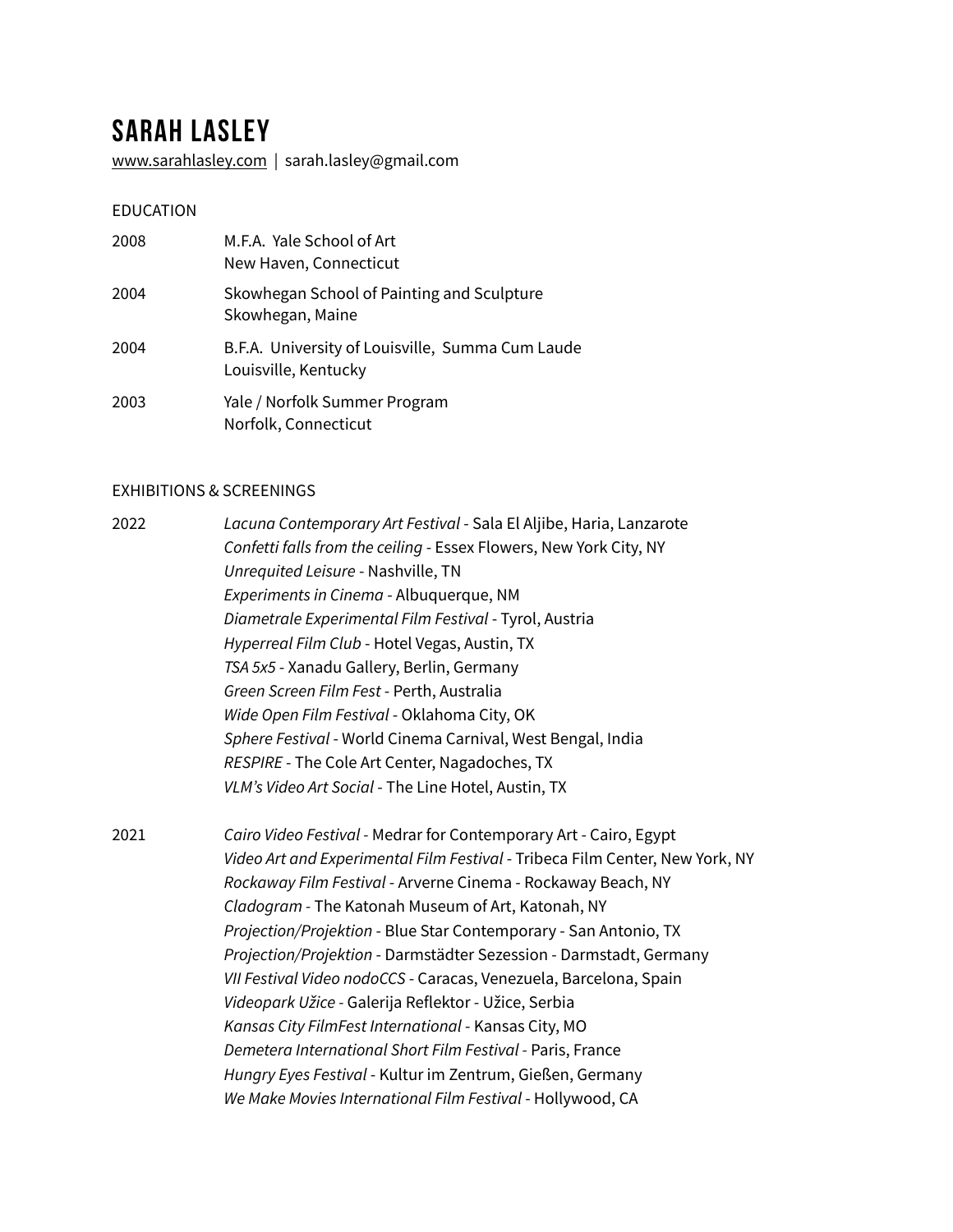# SARAH LASLEY

www.sarahlasley.com | sarah.lasley@gmail.com

## EDUCATION

| | |
|---|---|
| 2008 | M.F.A. Yale School of Art<br>New Haven, Connecticut |
| 2004 | Skowhegan School of Painting and Sculpture<br>Skowhegan, Maine |
| 2004 | B.F.A. University of Louisville, Summa Cum Laude<br>Louisville, Kentucky |
| 2003 | Yale / Norfolk Summer Program<br>Norfolk, Connecticut |

## EXHIBITIONS & SCREENINGS

**2022**

*Lacuna Contemporary Art Festival* - Sala El Aljibe, Haria, Lanzarote
*Confetti falls from the ceiling* - Essex Flowers, New York City, NY
*Unrequited Leisure* - Nashville, TN
*Experiments in Cinema* - Albuquerque, NM
*Diametrale Experimental Film Festival* - Tyrol, Austria
*Hyperreal Film Club* - Hotel Vegas, Austin, TX
*TSA 5x5* - Xanadu Gallery, Berlin, Germany
*Green Screen Film Fest* - Perth, Australia
*Wide Open Film Festival* - Oklahoma City, OK
*Sphere Festival* - World Cinema Carnival, West Bengal, India
*RESPIRE* - The Cole Art Center, Nagadoches, TX
*VLM's Video Art Social* - The Line Hotel, Austin, TX

**2021**

*Cairo Video Festival* - Medrar for Contemporary Art - Cairo, Egypt
*Video Art and Experimental Film Festival* - Tribeca Film Center, New York, NY
*Rockaway Film Festival* - Arverne Cinema - Rockaway Beach, NY
*Cladogram* - The Katonah Museum of Art, Katonah, NY
*Projection/Projektion* - Blue Star Contemporary - San Antonio, TX
*Projection/Projektion* - Darmstädter Sezession - Darmstadt, Germany
*VII Festival Video nodoCCS* - Caracas, Venezuela, Barcelona, Spain
*Videopark Užice* - Galerija Reflektor - Užice, Serbia
*Kansas City FilmFest International* - Kansas City, MO
*Demetera International Short Film Festival* - Paris, France
*Hungry Eyes Festival* - Kultur im Zentrum, Gießen, Germany
*We Make Movies International Film Festival* - Hollywood, CA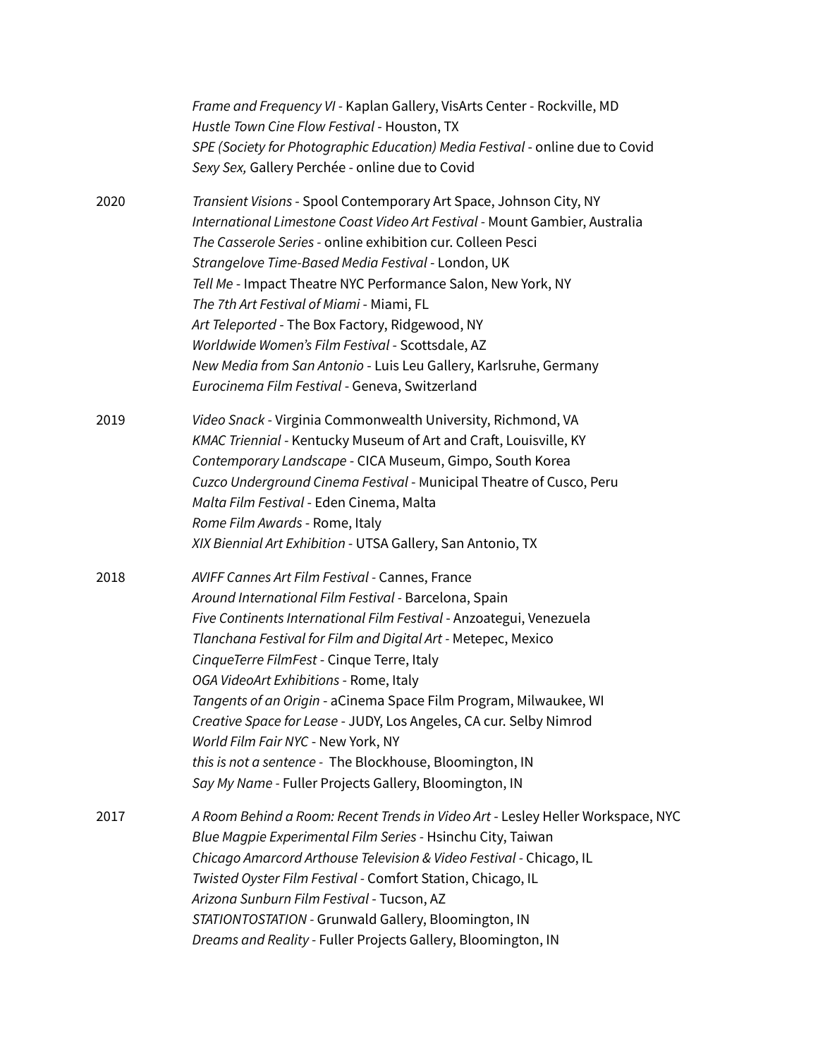*Frame and Frequency VI* - Kaplan Gallery, VisArts Center - Rockville, MD
*Hustle Town Cine Flow Festival* - Houston, TX
*SPE (Society for Photographic Education) Media Festival* - online due to Covid
*Sexy Sex,* Gallery Perchée - online due to Covid

2020

*Transient Visions* - Spool Contemporary Art Space, Johnson City, NY
*International Limestone Coast Video Art Festival* - Mount Gambier, Australia
*The Casserole Series* - online exhibition cur. Colleen Pesci
*Strangelove Time-Based Media Festival* - London, UK
*Tell Me* - Impact Theatre NYC Performance Salon, New York, NY
*The 7th Art Festival of Miami* - Miami, FL
*Art Teleported* - The Box Factory, Ridgewood, NY
*Worldwide Women's Film Festival* - Scottsdale, AZ
*New Media from San Antonio* - Luis Leu Gallery, Karlsruhe, Germany
*Eurocinema Film Festival* - Geneva, Switzerland

2019

*Video Snack* - Virginia Commonwealth University, Richmond, VA
*KMAC Triennial* - Kentucky Museum of Art and Craft, Louisville, KY
*Contemporary Landscape* - CICA Museum, Gimpo, South Korea
*Cuzco Underground Cinema Festival* - Municipal Theatre of Cusco, Peru
*Malta Film Festival* - Eden Cinema, Malta
*Rome Film Awards* - Rome, Italy
*XIX Biennial Art Exhibition* - UTSA Gallery, San Antonio, TX

2018

*AVIFF Cannes Art Film Festival* - Cannes, France
*Around International Film Festival* - Barcelona, Spain
*Five Continents International Film Festival* - Anzoategui, Venezuela
*Tlanchana Festival for Film and Digital Art* - Metepec, Mexico
*CinqueTerre FilmFest* - Cinque Terre, Italy
*OGA VideoArt Exhibitions* - Rome, Italy
*Tangents of an Origin* - aCinema Space Film Program, Milwaukee, WI
*Creative Space for Lease* - JUDY, Los Angeles, CA cur. Selby Nimrod
*World Film Fair NYC* - New York, NY
*this is not a sentence* - The Blockhouse, Bloomington, IN
*Say My Name* - Fuller Projects Gallery, Bloomington, IN

2017

*A Room Behind a Room: Recent Trends in Video Art* - Lesley Heller Workspace, NYC
*Blue Magpie Experimental Film Series* - Hsinchu City, Taiwan
*Chicago Amarcord Arthouse Television & Video Festival* - Chicago, IL
*Twisted Oyster Film Festival* - Comfort Station, Chicago, IL
*Arizona Sunburn Film Festival* - Tucson, AZ
*STATIONTOSTATION* - Grunwald Gallery, Bloomington, IN
*Dreams and Reality* - Fuller Projects Gallery, Bloomington, IN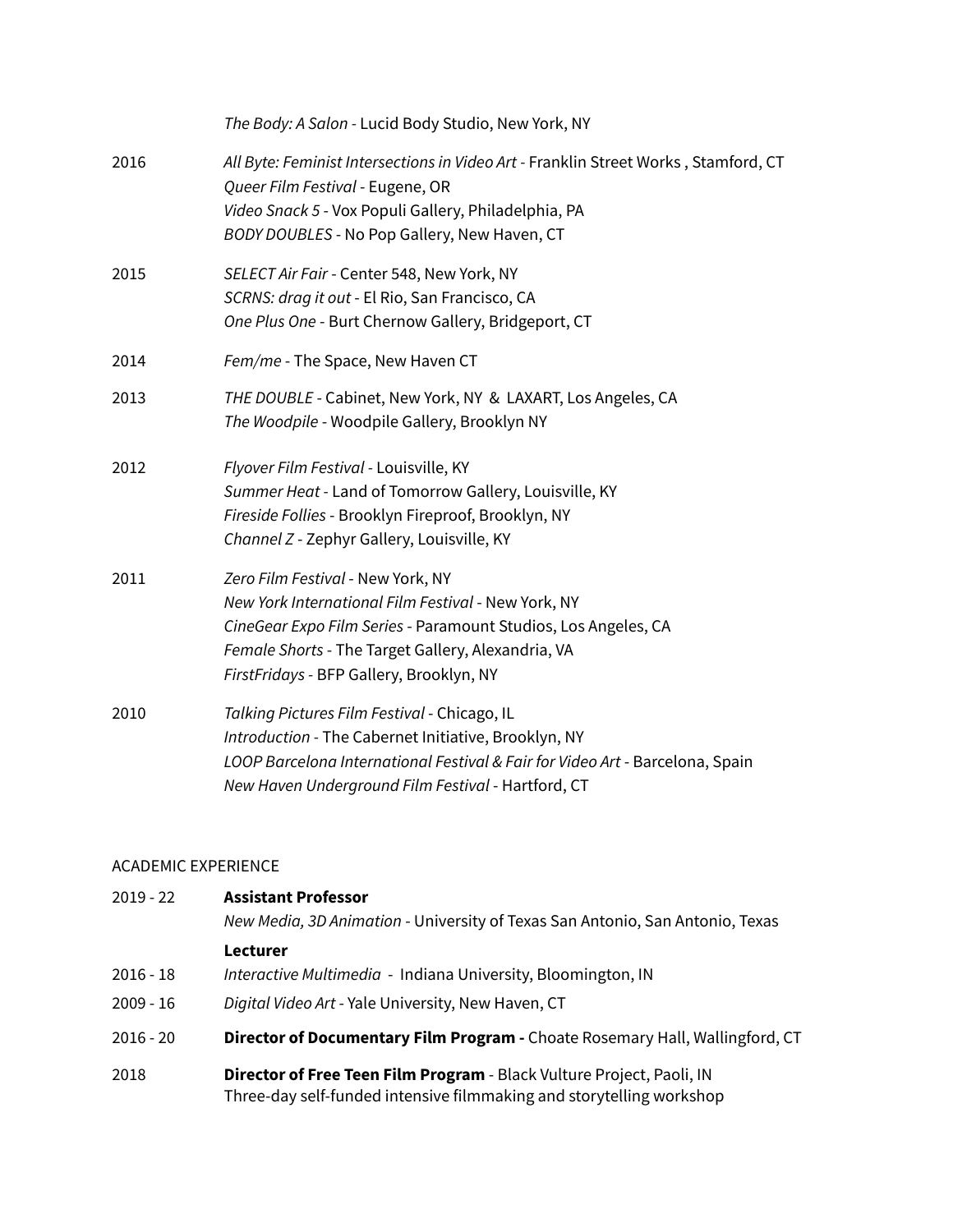*The Body: A Salon* - Lucid Body Studio, New York, NY

2016
*All Byte: Feminist Intersections in Video Art* - Franklin Street Works , Stamford, CT
*Queer Film Festival* - Eugene, OR
*Video Snack 5* - Vox Populi Gallery, Philadelphia, PA
*BODY DOUBLES* - No Pop Gallery, New Haven, CT

2015
*SELECT Air Fair* - Center 548, New York, NY
*SCRNS: drag it out* - El Rio, San Francisco, CA
*One Plus One* - Burt Chernow Gallery, Bridgeport, CT

2014
*Fem/me* - The Space, New Haven CT

2013
*THE DOUBLE* - Cabinet, New York, NY & LAXART, Los Angeles, CA
*The Woodpile* - Woodpile Gallery, Brooklyn NY

2012
*Flyover Film Festival* - Louisville, KY
*Summer Heat* - Land of Tomorrow Gallery, Louisville, KY
*Fireside Follies* - Brooklyn Fireproof, Brooklyn, NY
*Channel Z* - Zephyr Gallery, Louisville, KY

2011
*Zero Film Festival* - New York, NY
*New York International Film Festival* - New York, NY
*CineGear Expo Film Series* - Paramount Studios, Los Angeles, CA
*Female Shorts* - The Target Gallery, Alexandria, VA
*FirstFridays* - BFP Gallery, Brooklyn, NY

2010
*Talking Pictures Film Festival* - Chicago, IL
*Introduction* - The Cabernet Initiative, Brooklyn, NY
*LOOP Barcelona International Festival & Fair for Video Art* - Barcelona, Spain
*New Haven Underground Film Festival* - Hartford, CT

## ACADEMIC EXPERIENCE

2019 - 22
**Assistant Professor**
*New Media, 3D Animation* - University of Texas San Antonio, San Antonio, Texas

**Lecturer**

2016 - 18
*Interactive Multimedia* - Indiana University, Bloomington, IN

2009 - 16
*Digital Video Art* - Yale University, New Haven, CT

2016 - 20
**Director of Documentary Film Program -** Choate Rosemary Hall, Wallingford, CT

2018
**Director of Free Teen Film Program** - Black Vulture Project, Paoli, IN
Three-day self-funded intensive filmmaking and storytelling workshop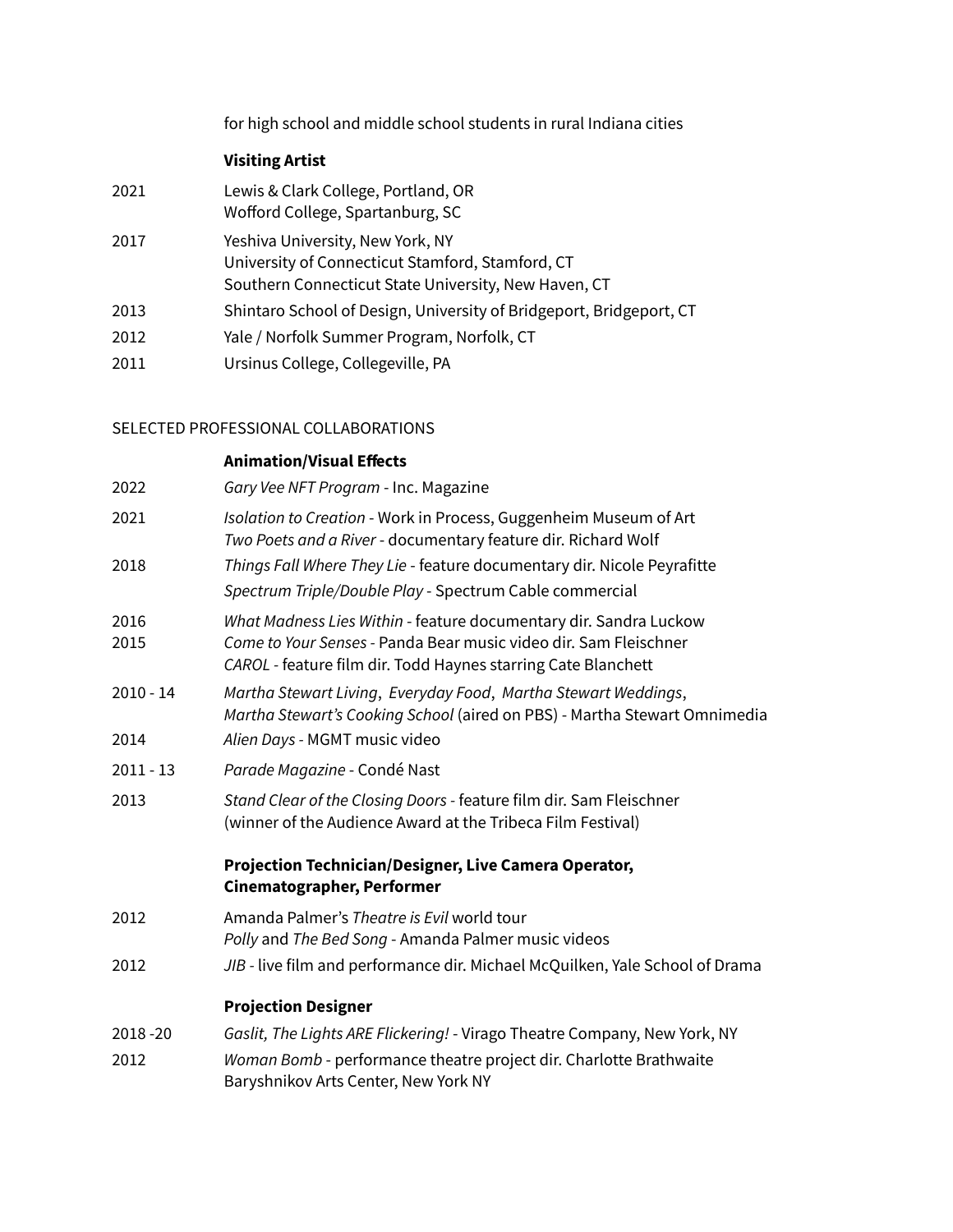for high school and middle school students in rural Indiana cities

**Visiting Artist**

2021 Lewis & Clark College, Portland, OR
Wofford College, Spartanburg, SC

2017 Yeshiva University, New York, NY
University of Connecticut Stamford, Stamford, CT
Southern Connecticut State University, New Haven, CT

2013 Shintaro School of Design, University of Bridgeport, Bridgeport, CT

2012 Yale / Norfolk Summer Program, Norfolk, CT

2011 Ursinus College, Collegeville, PA

## SELECTED PROFESSIONAL COLLABORATIONS

**Animation/Visual Effects**

2022 *Gary Vee NFT Program* - Inc. Magazine

2021 *Isolation to Creation* - Work in Process, Guggenheim Museum of Art
*Two Poets and a River* - documentary feature dir. Richard Wolf

2018 *Things Fall Where They Lie* - feature documentary dir. Nicole Peyrafitte
*Spectrum Triple/Double Play* - Spectrum Cable commercial

2016 *What Madness Lies Within* - feature documentary dir. Sandra Luckow

2015 *Come to Your Senses* - Panda Bear music video dir. Sam Fleischner
*CAROL* - feature film dir. Todd Haynes starring Cate Blanchett

2010 - 14 *Martha Stewart Living*, *Everyday Food*, *Martha Stewart Weddings*, *Martha Stewart's Cooking School* (aired on PBS) - Martha Stewart Omnimedia

2014 *Alien Days* - MGMT music video

2011 - 13 *Parade Magazine* - Condé Nast

2013 *Stand Clear of the Closing Doors* - feature film dir. Sam Fleischner
(winner of the Audience Award at the Tribeca Film Festival)

**Projection Technician/Designer, Live Camera Operator, Cinematographer, Performer**

2012 Amanda Palmer's *Theatre is Evil* world tour
*Polly* and *The Bed Song* - Amanda Palmer music videos

2012 *JIB* - live film and performance dir. Michael McQuilken, Yale School of Drama

**Projection Designer**

2018 -20 *Gaslit, The Lights ARE Flickering!* - Virago Theatre Company, New York, NY

2012 *Woman Bomb* - performance theatre project dir. Charlotte Brathwaite
Baryshnikov Arts Center, New York NY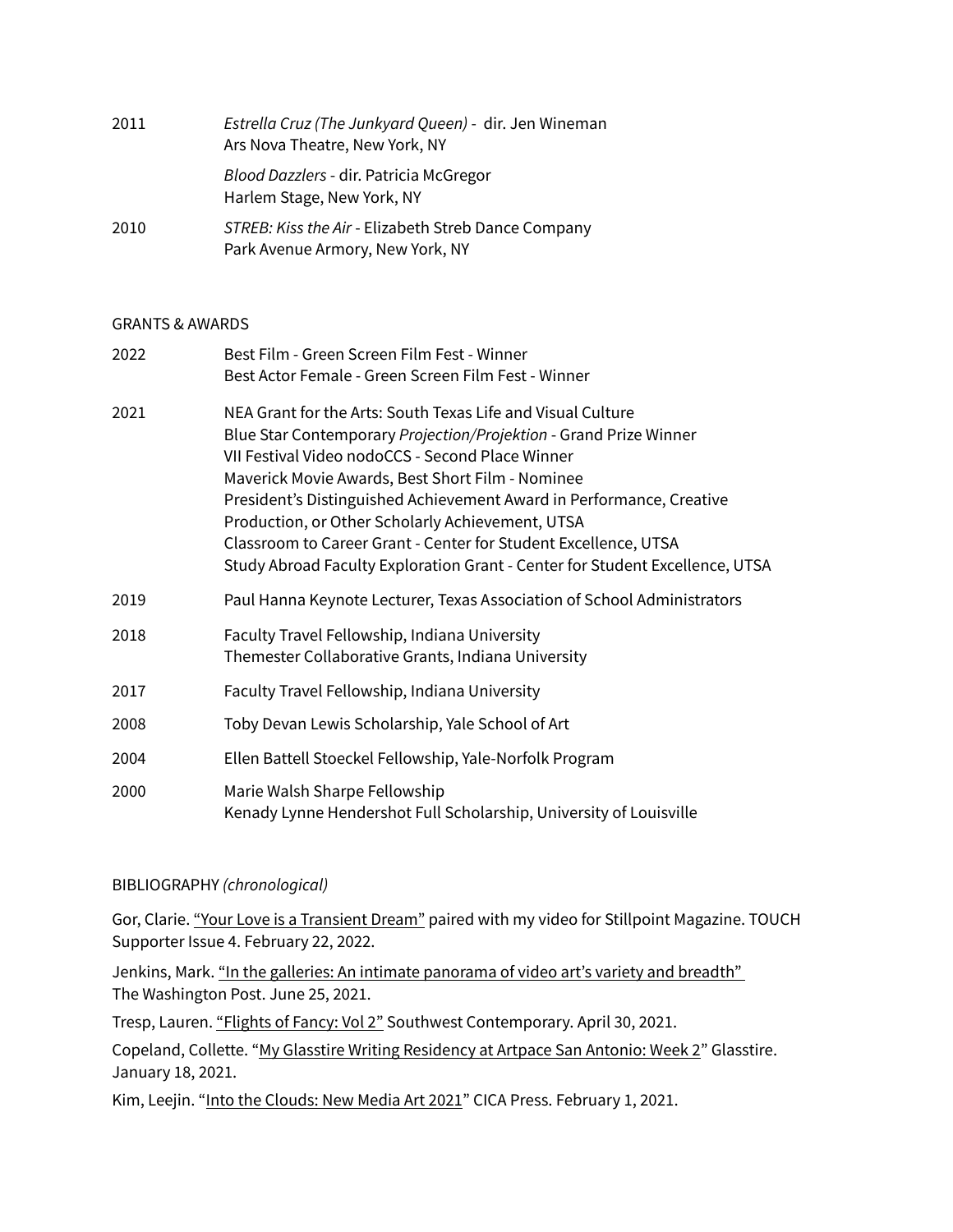| | |
|---|---|
| 2011 | *Estrella Cruz (The Junkyard Queen)* - dir. Jen Wineman<br>Ars Nova Theatre, New York, NY |
| | *Blood Dazzlers* - dir. Patricia McGregor<br>Harlem Stage, New York, NY |
| 2010 | *STREB: Kiss the Air* - Elizabeth Streb Dance Company<br>Park Avenue Armory, New York, NY |

## GRANTS & AWARDS

| | |
|---|---|
| 2022 | Best Film - Green Screen Film Fest - Winner<br>Best Actor Female - Green Screen Film Fest - Winner |
| 2021 | NEA Grant for the Arts: South Texas Life and Visual Culture<br>Blue Star Contemporary *Projection/Projektion* - Grand Prize Winner<br>VII Festival Video nodoCCS - Second Place Winner<br>Maverick Movie Awards, Best Short Film - Nominee<br>President's Distinguished Achievement Award in Performance, Creative Production, or Other Scholarly Achievement, UTSA<br>Classroom to Career Grant - Center for Student Excellence, UTSA<br>Study Abroad Faculty Exploration Grant - Center for Student Excellence, UTSA |
| 2019 | Paul Hanna Keynote Lecturer, Texas Association of School Administrators |
| 2018 | Faculty Travel Fellowship, Indiana University<br>Themester Collaborative Grants, Indiana University |
| 2017 | Faculty Travel Fellowship, Indiana University |
| 2008 | Toby Devan Lewis Scholarship, Yale School of Art |
| 2004 | Ellen Battell Stoeckel Fellowship, Yale-Norfolk Program |
| 2000 | Marie Walsh Sharpe Fellowship<br>Kenady Lynne Hendershot Full Scholarship, University of Louisville |

## BIBLIOGRAPHY *(chronological)*

Gor, Clarie. "Your Love is a Transient Dream" paired with my video for Stillpoint Magazine. TOUCH Supporter Issue 4. February 22, 2022.

Jenkins, Mark. "In the galleries: An intimate panorama of video art's variety and breadth" The Washington Post. June 25, 2021.

Tresp, Lauren. "Flights of Fancy: Vol 2" Southwest Contemporary. April 30, 2021.

Copeland, Collette. "My Glasstire Writing Residency at Artpace San Antonio: Week 2" Glasstire. January 18, 2021.

Kim, Leejin. "Into the Clouds: New Media Art 2021" CICA Press. February 1, 2021.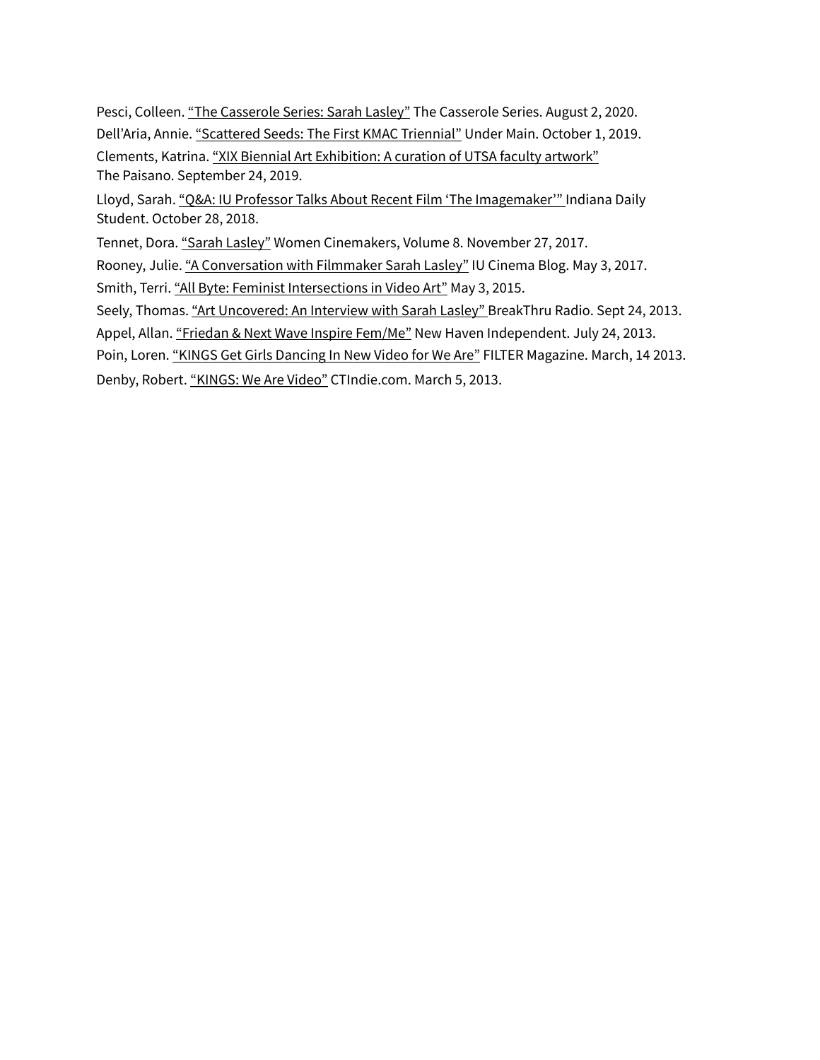Pesci, Colleen. "The Casserole Series: Sarah Lasley" The Casserole Series. August 2, 2020.

Dell'Aria, Annie. "Scattered Seeds: The First KMAC Triennial" Under Main. October 1, 2019.

Clements, Katrina. "XIX Biennial Art Exhibition: A curation of UTSA faculty artwork" The Paisano. September 24, 2019.

Lloyd, Sarah. "Q&A: IU Professor Talks About Recent Film 'The Imagemaker'" Indiana Daily Student. October 28, 2018.

Tennet, Dora. "Sarah Lasley" Women Cinemakers, Volume 8. November 27, 2017.

Rooney, Julie. "A Conversation with Filmmaker Sarah Lasley" IU Cinema Blog. May 3, 2017.

Smith, Terri. "All Byte: Feminist Intersections in Video Art" May 3, 2015.

Seely, Thomas. "Art Uncovered: An Interview with Sarah Lasley" BreakThru Radio. Sept 24, 2013.

Appel, Allan. "Friedan & Next Wave Inspire Fem/Me" New Haven Independent. July 24, 2013.

Poin, Loren. "KINGS Get Girls Dancing In New Video for We Are" FILTER Magazine. March, 14 2013.

Denby, Robert. "KINGS: We Are Video" CTIndie.com. March 5, 2013.